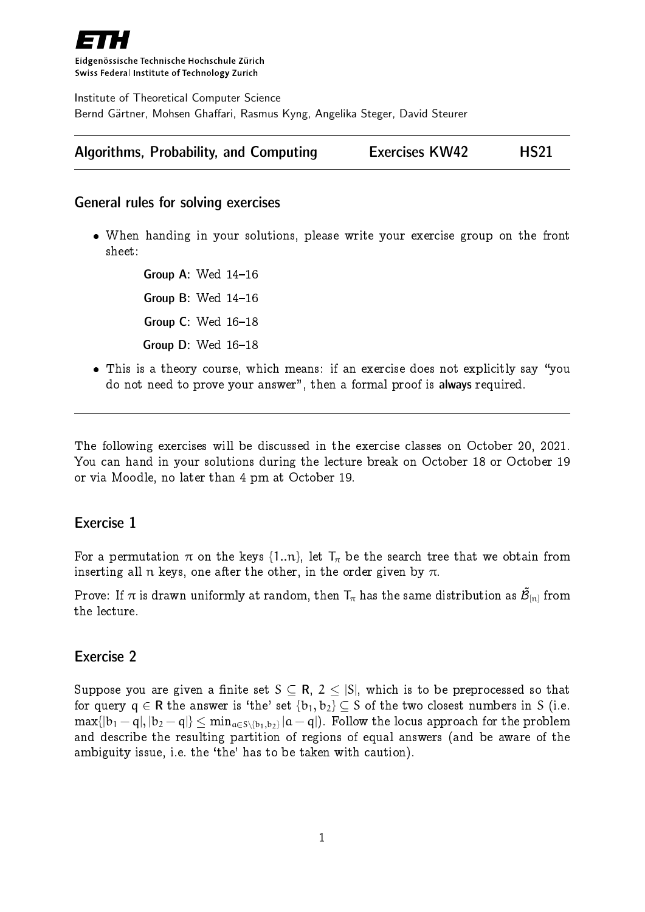**ETH**

Eidgenössische Technische Hochschule Zürich
Swiss Federal Institute of Technology Zurich

Institute of Theoretical Computer Science
Bernd Gärtner, Mohsen Ghaffari, Rasmus Kyng, Angelika Steger, David Steurer

**Algorithms, Probability, and Computing** — **Exercises KW42** — **HS21**

## General rules for solving exercises

- When handing in your solutions, please write your exercise group on the front sheet:

  **Group A**: Wed 14–16

  **Group B**: Wed 14–16

  **Group C**: Wed 16–18

  **Group D**: Wed 16–18

- This is a theory course, which means: if an exercise does not explicitly say "you do not need to prove your answer", then a formal proof is **always** required.

---

The following exercises will be discussed in the exercise classes on October 20, 2021. You can hand in your solutions during the lecture break on October 18 or October 19 or via Moodle, no later than 4 pm at October 19.

## Exercise 1

For a permutation $\pi$ on the keys $\{1..n\}$, let $T_\pi$ be the search tree that we obtain from inserting all $n$ keys, one after the other, in the order given by $\pi$.

Prove: If $\pi$ is drawn uniformly at random, then $T_\pi$ has the same distribution as $\tilde{\mathcal{B}}_{[n]}$ from the lecture.

## Exercise 2

Suppose you are given a finite set $S \subseteq \mathbb{R}$, $2 \leq |S|$, which is to be preprocessed so that for query $q \in \mathbb{R}$ the answer is 'the' set $\{b_1, b_2\} \subseteq S$ of the two closest numbers in $S$ (i.e. $\max\{|b_1 - q|, |b_2 - q|\} \leq \min_{a \in S \setminus \{b_1, b_2\}} |a - q|$). Follow the locus approach for the problem and describe the resulting partition of regions of equal answers (and be aware of the ambiguity issue, i.e. the 'the' has to be taken with caution).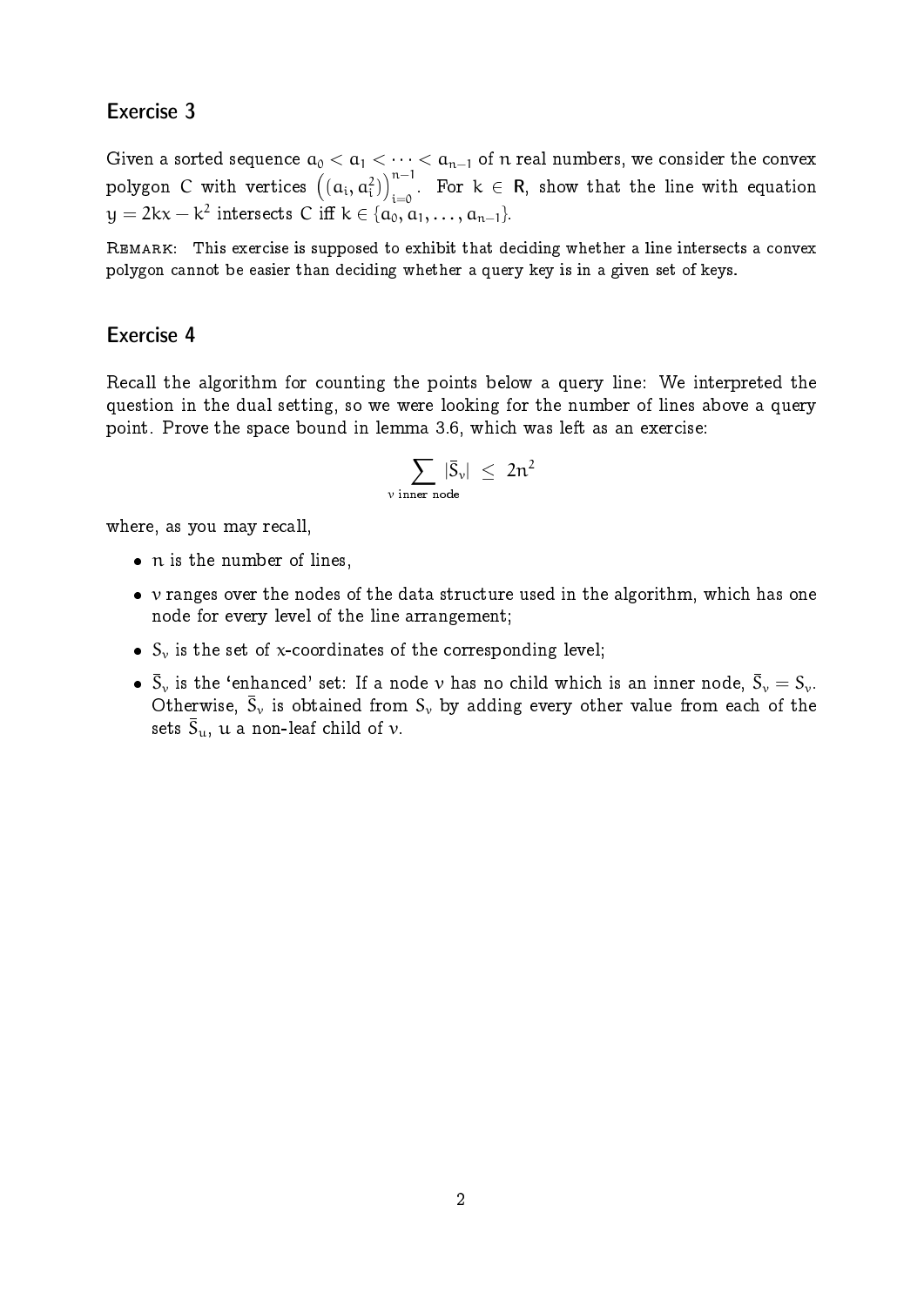## Exercise 3

Given a sorted sequence $a_0 < a_1 < \cdots < a_{n-1}$ of $n$ real numbers, we consider the convex polygon $C$ with vertices $\left((a_i, a_i^2)\right)_{i=0}^{n-1}$. For $k \in \mathbf{R}$, show that the line with equation $y = 2kx - k^2$ intersects $C$ iff $k \in \{a_0, a_1, \ldots, a_{n-1}\}$.

REMARK: This exercise is supposed to exhibit that deciding whether a line intersects a convex polygon cannot be easier than deciding whether a query key is in a given set of keys.

## Exercise 4

Recall the algorithm for counting the points below a query line: We interpreted the question in the dual setting, so we were looking for the number of lines above a query point. Prove the space bound in lemma 3.6, which was left as an exercise:

$$\sum_{\nu \text{ inner node}} |\bar{S}_\nu| \leq 2n^2$$

where, as you may recall,

- $n$ is the number of lines,
- $\nu$ ranges over the nodes of the data structure used in the algorithm, which has one node for every level of the line arrangement;
- $S_\nu$ is the set of $x$-coordinates of the corresponding level;
- $\bar{S}_\nu$ is the 'enhanced' set: If a node $\nu$ has no child which is an inner node, $\bar{S}_\nu = S_\nu$. Otherwise, $\bar{S}_\nu$ is obtained from $S_\nu$ by adding every other value from each of the sets $\bar{S}_u$, $u$ a non-leaf child of $\nu$.